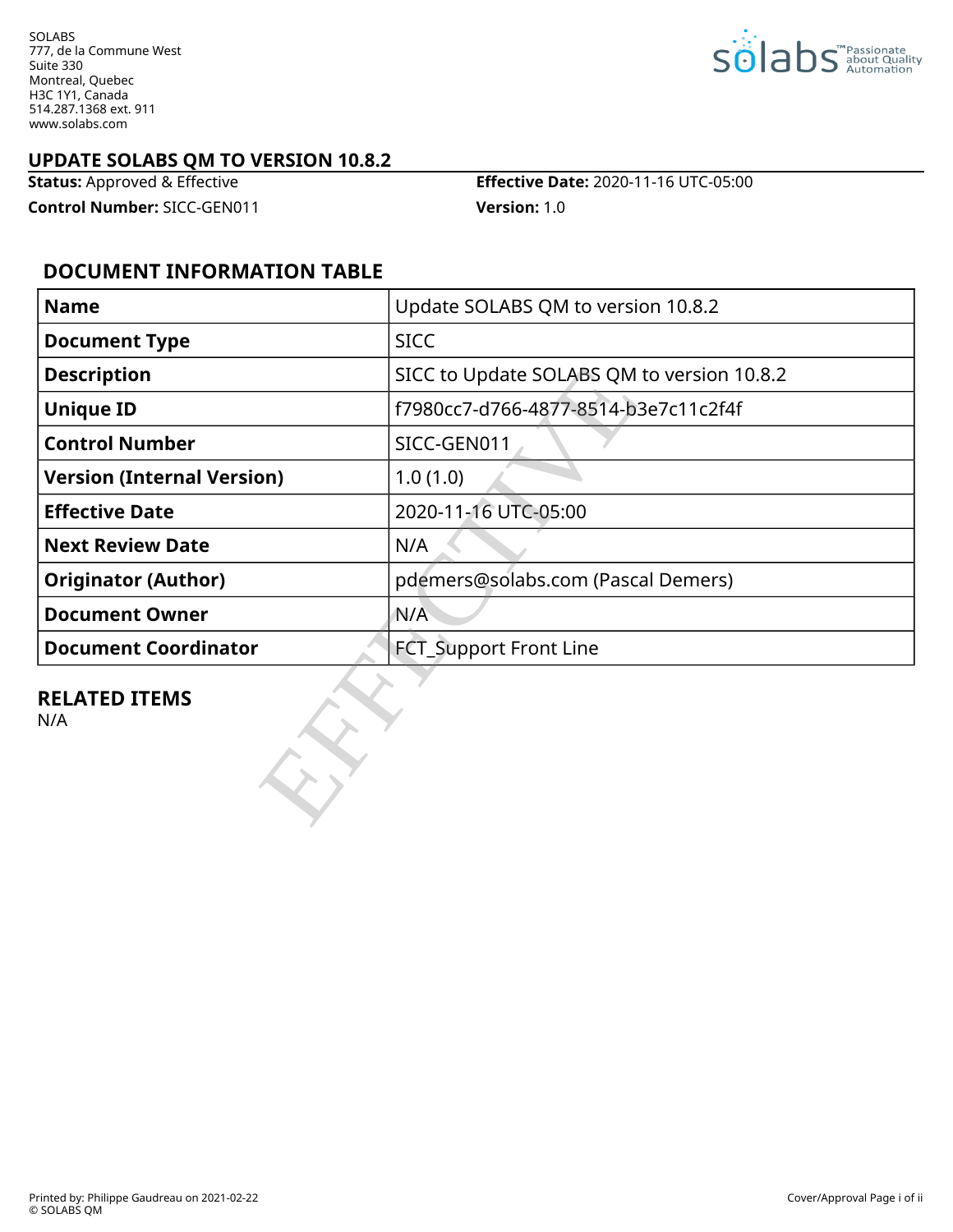SOLABS
777, de la Commune West
Suite 330
Montreal, Quebec
H3C 1Y1, Canada
514.287.1368 ext. 911
www.solabs.com

# UPDATE SOLABS QM TO VERSION 10.8.2

**Status:** Approved & Effective
**Effective Date:** 2020-11-16 UTC-05:00
**Control Number:** SICC-GEN011
**Version:** 1.0

## DOCUMENT INFORMATION TABLE

| **Name** | Update SOLABS QM to version 10.8.2 |
|---|---|
| **Document Type** | SICC |
| **Description** | SICC to Update SOLABS QM to version 10.8.2 |
| **Unique ID** | f7980cc7-d766-4877-8514-b3e7c11c2f4f |
| **Control Number** | SICC-GEN011 |
| **Version (Internal Version)** | 1.0 (1.0) |
| **Effective Date** | 2020-11-16 UTC-05:00 |
| **Next Review Date** | N/A |
| **Originator (Author)** | pdemers@solabs.com (Pascal Demers) |
| **Document Owner** | N/A |
| **Document Coordinator** | FCT_Support Front Line |

## RELATED ITEMS

N/A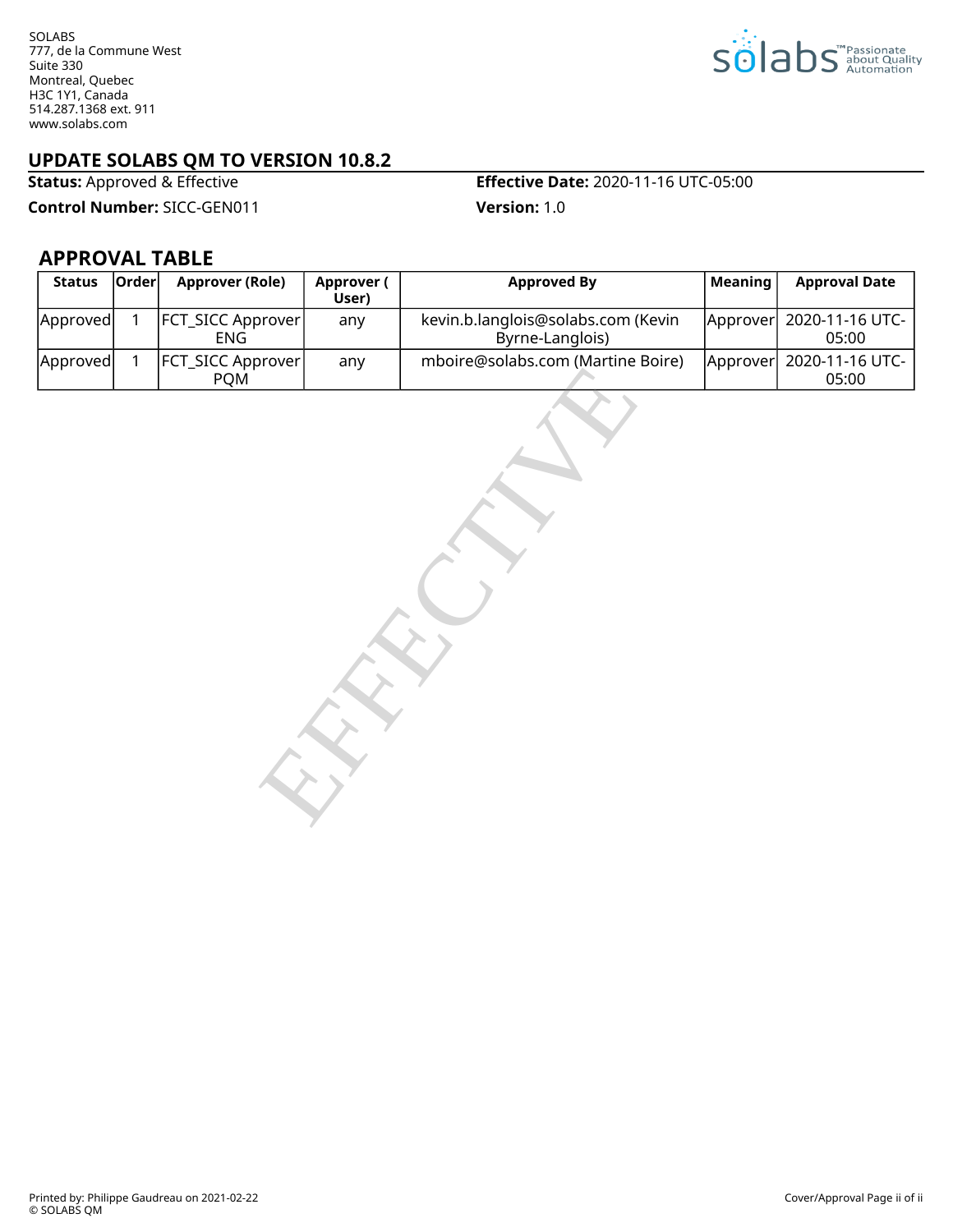SOLABS
777, de la Commune West
Suite 330
Montreal, Quebec
H3C 1Y1, Canada
514.287.1368 ext. 911
www.solabs.com

## UPDATE SOLABS QM TO VERSION 10.8.2

**Status:** Approved & Effective

**Effective Date:** 2020-11-16 UTC-05:00

**Control Number:** SICC-GEN011

**Version:** 1.0

## APPROVAL TABLE

| Status | Order | Approver (Role) | Approver ( User) | Approved By | Meaning | Approval Date |
|---|---|---|---|---|---|---|
| Approved | 1 | FCT_SICC Approver ENG | any | kevin.b.langlois@solabs.com (Kevin Byrne-Langlois) | Approver | 2020-11-16 UTC-05:00 |
| Approved | 1 | FCT_SICC Approver PQM | any | mboire@solabs.com (Martine Boire) | Approver | 2020-11-16 UTC-05:00 |

EFFECTIVE

Printed by: Philippe Gaudreau on 2021-02-22
© SOLABS QM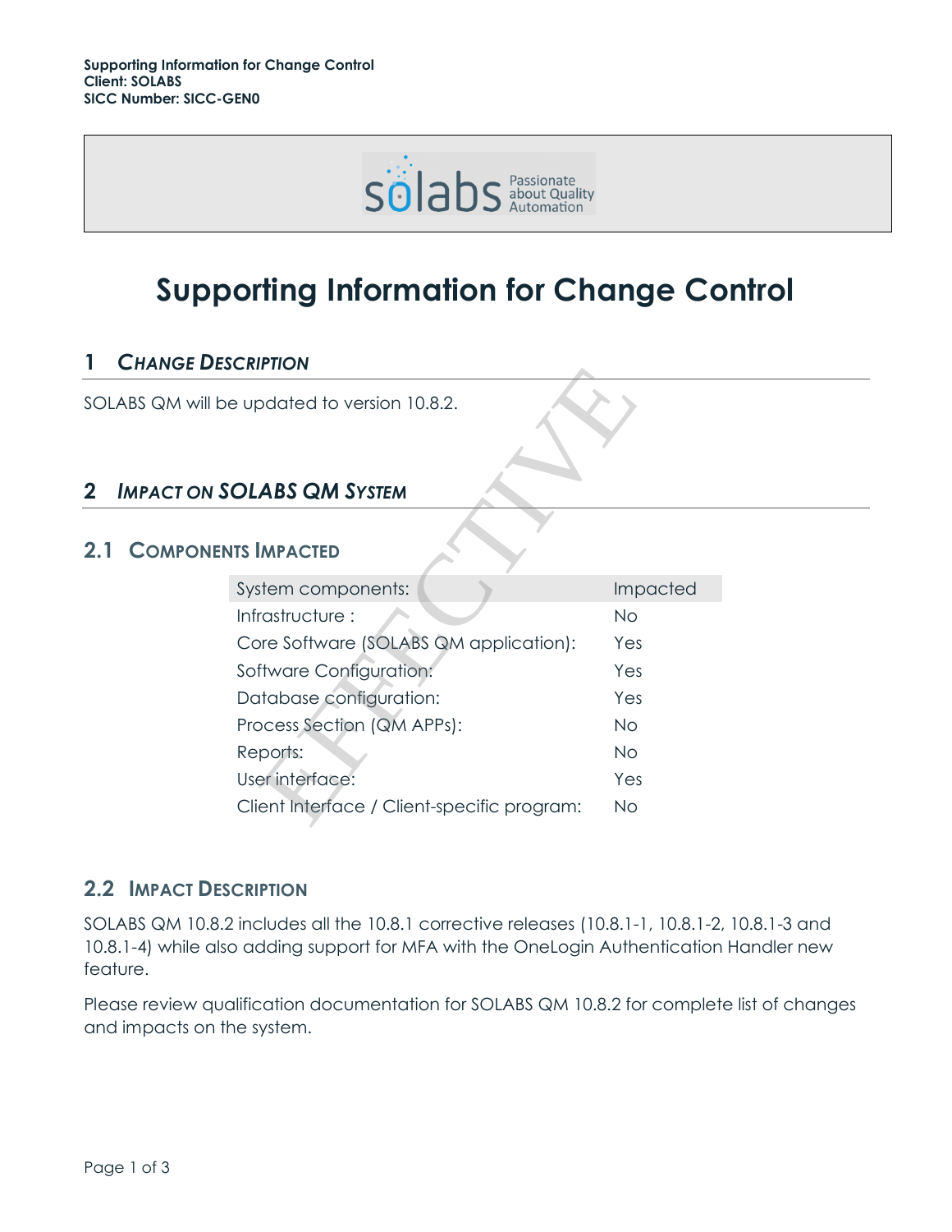# Supporting Information for Change Control

## 1 Change Description

SOLABS QM will be updated to version 10.8.2.

## 2 Impact on SOLABS QM System

### 2.1 Components Impacted

| System components: | Impacted |
| --- | --- |
| Infrastructure : | No |
| Core Software (SOLABS QM application): | Yes |
| Software Configuration: | Yes |
| Database configuration: | Yes |
| Process Section (QM APPs): | No |
| Reports: | No |
| User interface: | Yes |
| Client Interface / Client-specific program: | No |

### 2.2 Impact Description

SOLABS QM 10.8.2 includes all the 10.8.1 corrective releases (10.8.1-1, 10.8.1-2, 10.8.1-3 and 10.8.1-4) while also adding support for MFA with the OneLogin Authentication Handler new feature.

Please review qualification documentation for SOLABS QM 10.8.2 for complete list of changes and impacts on the system.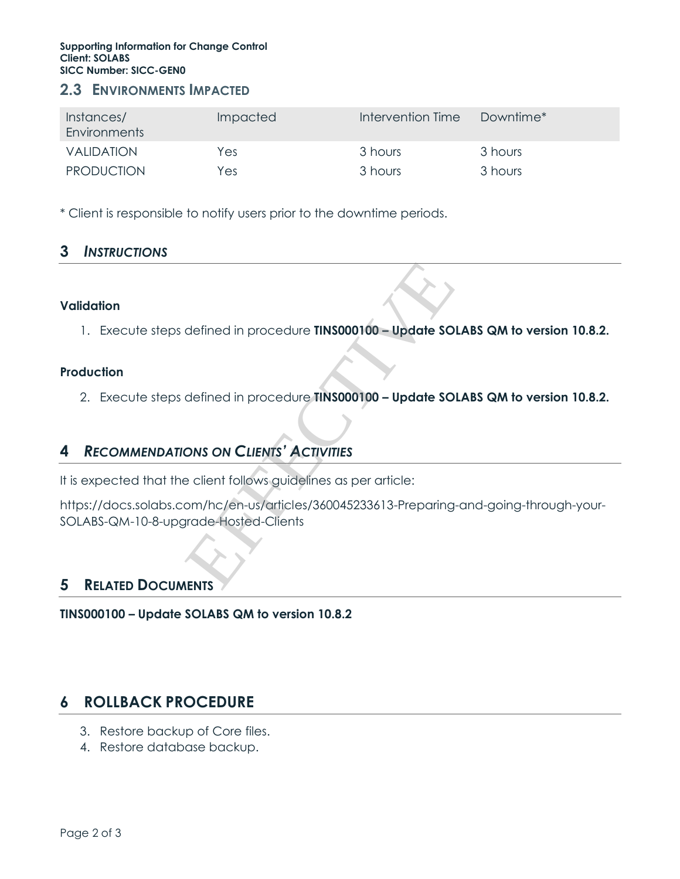## 2.3 Environments Impacted

| Instances/ Environments | Impacted | Intervention Time | Downtime* |
|---|---|---|---|
| VALIDATION | Yes | 3 hours | 3 hours |
| PRODUCTION | Yes | 3 hours | 3 hours |

* Client is responsible to notify users prior to the downtime periods.

# 3 *Instructions*

**Validation**

1. Execute steps defined in procedure **TINS000100 – Update SOLABS QM to version 10.8.2.**

**Production**

2. Execute steps defined in procedure **TINS000100 – Update SOLABS QM to version 10.8.2.**

# 4 *Recommendations on Clients' Activities*

It is expected that the client follows guidelines as per article:

https://docs.solabs.com/hc/en-us/articles/360045233613-Preparing-and-going-through-your-SOLABS-QM-10-8-upgrade-Hosted-Clients

# 5 Related Documents

**TINS000100 – Update SOLABS QM to version 10.8.2**

# 6 ROLLBACK PROCEDURE

3. Restore backup of Core files.
4. Restore database backup.